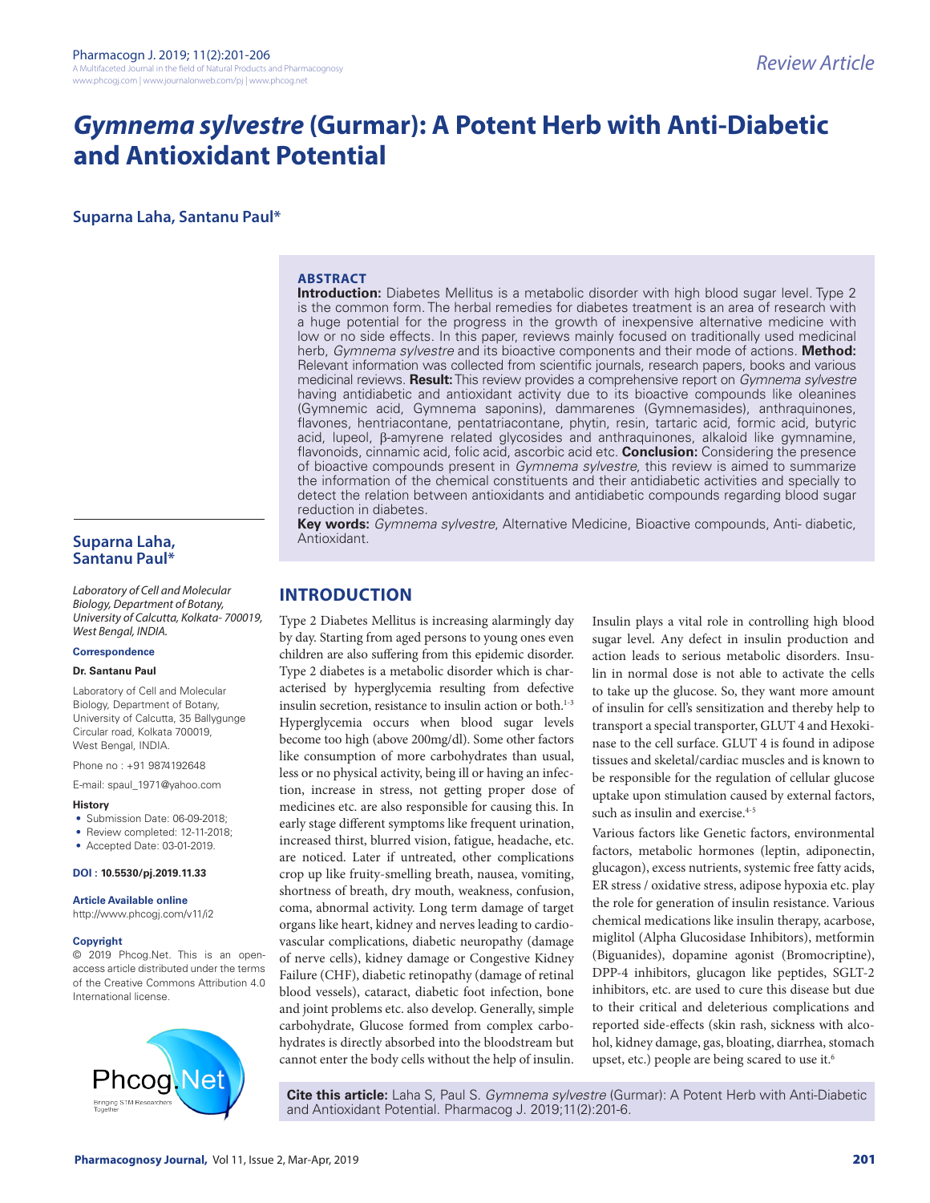# *Gymnema sylvestre* (Gurmar): A Potent Herb with Anti-Diabetic and Antioxidant Potential

**Suparna Laha, Santanu Paul***

**ABSTRACT**

**Introduction:** Diabetes Mellitus is a metabolic disorder with high blood sugar level. Type 2 is the common form. The herbal remedies for diabetes treatment is an area of research with a huge potential for the progress in the growth of inexpensive alternative medicine with low or no side effects. In this paper, reviews mainly focused on traditionally used medicinal herb, *Gymnema sylvestre* and its bioactive components and their mode of actions. **Method:** Relevant information was collected from scientific journals, research papers, books and various medicinal reviews. **Result:** This review provides a comprehensive report on *Gymnema sylvestre* having antidiabetic and antioxidant activity due to its bioactive compounds like oleanines (Gymnemic acid, Gymnema saponins), dammarenes (Gymnemasides), anthraquinones, flavones, hentriacontane, pentatriacontane, phytin, resin, tartaric acid, formic acid, butyric acid, lupeol, β-amyrene related glycosides and anthraquinones, alkaloid like gymnamine, flavonoids, cinnamic acid, folic acid, ascorbic acid etc. **Conclusion:** Considering the presence of bioactive compounds present in *Gymnema sylvestre*, this review is aimed to summarize the information of the chemical constituents and their antidiabetic activities and specially to detect the relation between antioxidants and antidiabetic compounds regarding blood sugar reduction in diabetes.

**Key words:** *Gymnema sylvestre*, Alternative Medicine, Bioactive compounds, Anti- diabetic, Antioxidant.

**Suparna Laha, Santanu Paul***

*Laboratory of Cell and Molecular Biology, Department of Botany, University of Calcutta, Kolkata- 700019, West Bengal, INDIA.*

**Correspondence**

**Dr. Santanu Paul**

Laboratory of Cell and Molecular Biology, Department of Botany, University of Calcutta, 35 Ballygunge Circular road, Kolkata 700019, West Bengal, INDIA.

Phone no : +91 9874192648

E-mail: spaul_1971@yahoo.com

**History**

- Submission Date: 06-09-2018;
- Review completed: 12-11-2018;
- Accepted Date: 03-01-2019.

**DOI : 10.5530/pj.2019.11.33**

**Article Available online**

http://www.phcogj.com/v11/i2

**Copyright**

© 2019 Phcog.Net. This is an open-access article distributed under the terms of the Creative Commons Attribution 4.0 International license.

## INTRODUCTION

Type 2 Diabetes Mellitus is increasing alarmingly day by day. Starting from aged persons to young ones even children are also suffering from this epidemic disorder. Type 2 diabetes is a metabolic disorder which is characterised by hyperglycemia resulting from defective insulin secretion, resistance to insulin action or both.[1-3] Hyperglycemia occurs when blood sugar levels become too high (above 200mg/dl). Some other factors like consumption of more carbohydrates than usual, less or no physical activity, being ill or having an infection, increase in stress, not getting proper dose of medicines etc. are also responsible for causing this. In early stage different symptoms like frequent urination, increased thirst, blurred vision, fatigue, headache, etc. are noticed. Later if untreated, other complications crop up like fruity-smelling breath, nausea, vomiting, shortness of breath, dry mouth, weakness, confusion, coma, abnormal activity. Long term damage of target organs like heart, kidney and nerves leading to cardiovascular complications, diabetic neuropathy (damage of nerve cells), kidney damage or Congestive Kidney Failure (CHF), diabetic retinopathy (damage of retinal blood vessels), cataract, diabetic foot infection, bone and joint problems etc. also develop. Generally, simple carbohydrate, Glucose formed from complex carbohydrates is directly absorbed into the bloodstream but cannot enter the body cells without the help of insulin. Insulin plays a vital role in controlling high blood sugar level. Any defect in insulin production and action leads to serious metabolic disorders. Insulin in normal dose is not able to activate the cells to take up the glucose. So, they want more amount of insulin for cell's sensitization and thereby help to transport a special transporter, GLUT 4 and Hexokinase to the cell surface. GLUT 4 is found in adipose tissues and skeletal/cardiac muscles and is known to be responsible for the regulation of cellular glucose uptake upon stimulation caused by external factors, such as insulin and exercise.[4-5]

Various factors like Genetic factors, environmental factors, metabolic hormones (leptin, adiponectin, glucagon), excess nutrients, systemic free fatty acids, ER stress / oxidative stress, adipose hypoxia etc. play the role for generation of insulin resistance. Various chemical medications like insulin therapy, acarbose, miglitol (Alpha Glucosidase Inhibitors), metformin (Biguanides), dopamine agonist (Bromocriptine), DPP-4 inhibitors, glucagon like peptides, SGLT-2 inhibitors, etc. are used to cure this disease but due to their critical and deleterious complications and reported side-effects (skin rash, sickness with alcohol, kidney damage, gas, bloating, diarrhea, stomach upset, etc.) people are being scared to use it.[6]

**Cite this article:** Laha S, Paul S. *Gymnema sylvestre* (Gurmar): A Potent Herb with Anti-Diabetic and Antioxidant Potential. Pharmacog J. 2019;11(2):201-6.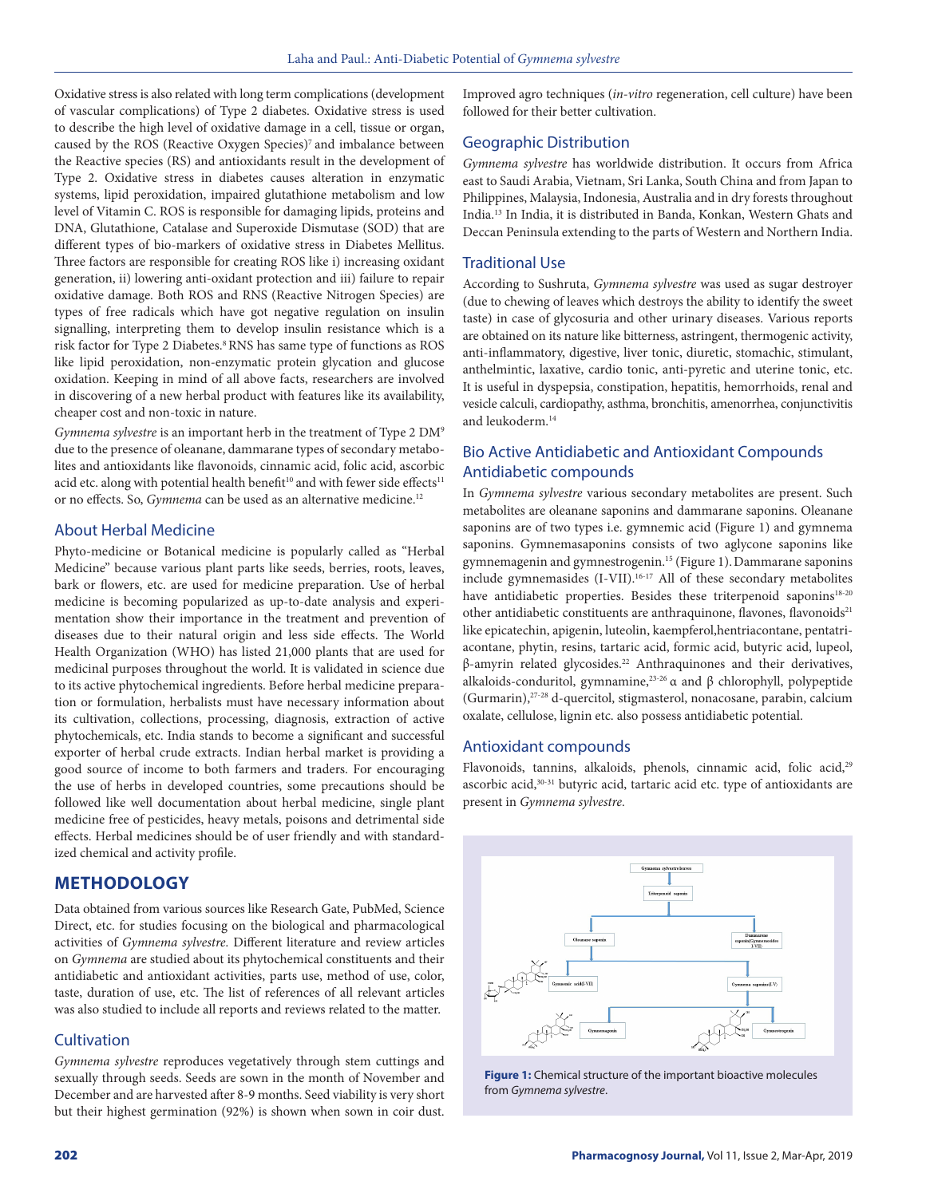Oxidative stress is also related with long term complications (development of vascular complications) of Type 2 diabetes. Oxidative stress is used to describe the high level of oxidative damage in a cell, tissue or organ, caused by the ROS (Reactive Oxygen Species)[7] and imbalance between the Reactive species (RS) and antioxidants result in the development of Type 2. Oxidative stress in diabetes causes alteration in enzymatic systems, lipid peroxidation, impaired glutathione metabolism and low level of Vitamin C. ROS is responsible for damaging lipids, proteins and DNA, Glutathione, Catalase and Superoxide Dismutase (SOD) that are different types of bio-markers of oxidative stress in Diabetes Mellitus. Three factors are responsible for creating ROS like i) increasing oxidant generation, ii) lowering anti-oxidant protection and iii) failure to repair oxidative damage. Both ROS and RNS (Reactive Nitrogen Species) are types of free radicals which have got negative regulation on insulin signalling, interpreting them to develop insulin resistance which is a risk factor for Type 2 Diabetes.[8] RNS has same type of functions as ROS like lipid peroxidation, non-enzymatic protein glycation and glucose oxidation. Keeping in mind of all above facts, researchers are involved in discovering of a new herbal product with features like its availability, cheaper cost and non-toxic in nature.

*Gymnema sylvestre* is an important herb in the treatment of Type 2 DM[9] due to the presence of oleanane, dammarane types of secondary metabolites and antioxidants like flavonoids, cinnamic acid, folic acid, ascorbic acid etc. along with potential health benefit[10] and with fewer side effects[11] or no effects. So, *Gymnema* can be used as an alternative medicine.[12]

## About Herbal Medicine

Phyto-medicine or Botanical medicine is popularly called as "Herbal Medicine" because various plant parts like seeds, berries, roots, leaves, bark or flowers, etc. are used for medicine preparation. Use of herbal medicine is becoming popularized as up-to-date analysis and experimentation show their importance in the treatment and prevention of diseases due to their natural origin and less side effects. The World Health Organization (WHO) has listed 21,000 plants that are used for medicinal purposes throughout the world. It is validated in science due to its active phytochemical ingredients. Before herbal medicine preparation or formulation, herbalists must have necessary information about its cultivation, collections, processing, diagnosis, extraction of active phytochemicals, etc. India stands to become a significant and successful exporter of herbal crude extracts. Indian herbal market is providing a good source of income to both farmers and traders. For encouraging the use of herbs in developed countries, some precautions should be followed like well documentation about herbal medicine, single plant medicine free of pesticides, heavy metals, poisons and detrimental side effects. Herbal medicines should be of user friendly and with standardized chemical and activity profile.

# METHODOLOGY

Data obtained from various sources like Research Gate, PubMed, Science Direct, etc. for studies focusing on the biological and pharmacological activities of *Gymnema sylvestre*. Different literature and review articles on *Gymnema* are studied about its phytochemical constituents and their antidiabetic and antioxidant activities, parts use, method of use, color, taste, duration of use, etc. The list of references of all relevant articles was also studied to include all reports and reviews related to the matter.

## Cultivation

*Gymnema sylvestre* reproduces vegetatively through stem cuttings and sexually through seeds. Seeds are sown in the month of November and December and are harvested after 8-9 months. Seed viability is very short but their highest germination (92%) is shown when sown in coir dust. Improved agro techniques (*in-vitro* regeneration, cell culture) have been followed for their better cultivation.

## Geographic Distribution

*Gymnema sylvestre* has worldwide distribution. It occurs from Africa east to Saudi Arabia, Vietnam, Sri Lanka, South China and from Japan to Philippines, Malaysia, Indonesia, Australia and in dry forests throughout India.[13] In India, it is distributed in Banda, Konkan, Western Ghats and Deccan Peninsula extending to the parts of Western and Northern India.

## Traditional Use

According to Sushruta, *Gymnema sylvestre* was used as sugar destroyer (due to chewing of leaves which destroys the ability to identify the sweet taste) in case of glycosuria and other urinary diseases. Various reports are obtained on its nature like bitterness, astringent, thermogenic activity, anti-inflammatory, digestive, liver tonic, diuretic, stomachic, stimulant, anthelmintic, laxative, cardio tonic, anti-pyretic and uterine tonic, etc. It is useful in dyspepsia, constipation, hepatitis, hemorrhoids, renal and vesicle calculi, cardiopathy, asthma, bronchitis, amenorrhea, conjunctivitis and leukoderm.[14]

## Bio Active Antidiabetic and Antioxidant Compounds

## Antidiabetic compounds

In *Gymnema sylvestre* various secondary metabolites are present. Such metabolites are oleanane saponins and dammarane saponins. Oleanane saponins are of two types i.e. gymnemic acid (Figure 1) and gymnema saponins. Gymnemasaponins consists of two aglycone saponins like gymnemagenin and gymnestrogenin.[15] (Figure 1). Dammarane saponins include gymnemasides (I-VII).[16-17] All of these secondary metabolites have antidiabetic properties. Besides these triterpenoid saponins[18-20] other antidiabetic constituents are anthraquinone, flavones, flavonoids[21] like epicatechin, apigenin, luteolin, kaempferol,hentriacontane, pentatriacontane, phytin, resins, tartaric acid, formic acid, butyric acid, lupeol, β-amyrin related glycosides.[22] Anthraquinones and their derivatives, alkaloids-conduritol, gymnamine,[23-26] α and β chlorophyll, polypeptide (Gurmarin),[27-28] d-quercitol, stigmasterol, nonacosane, parabin, calcium oxalate, cellulose, lignin etc. also possess antidiabetic potential.

## Antioxidant compounds

Flavonoids, tannins, alkaloids, phenols, cinnamic acid, folic acid,[29] ascorbic acid,[30-31] butyric acid, tartaric acid etc. type of antioxidants are present in *Gymnema sylvestre.*

**Figure 1:** Chemical structure of the important bioactive molecules from *Gymnema sylvestre*.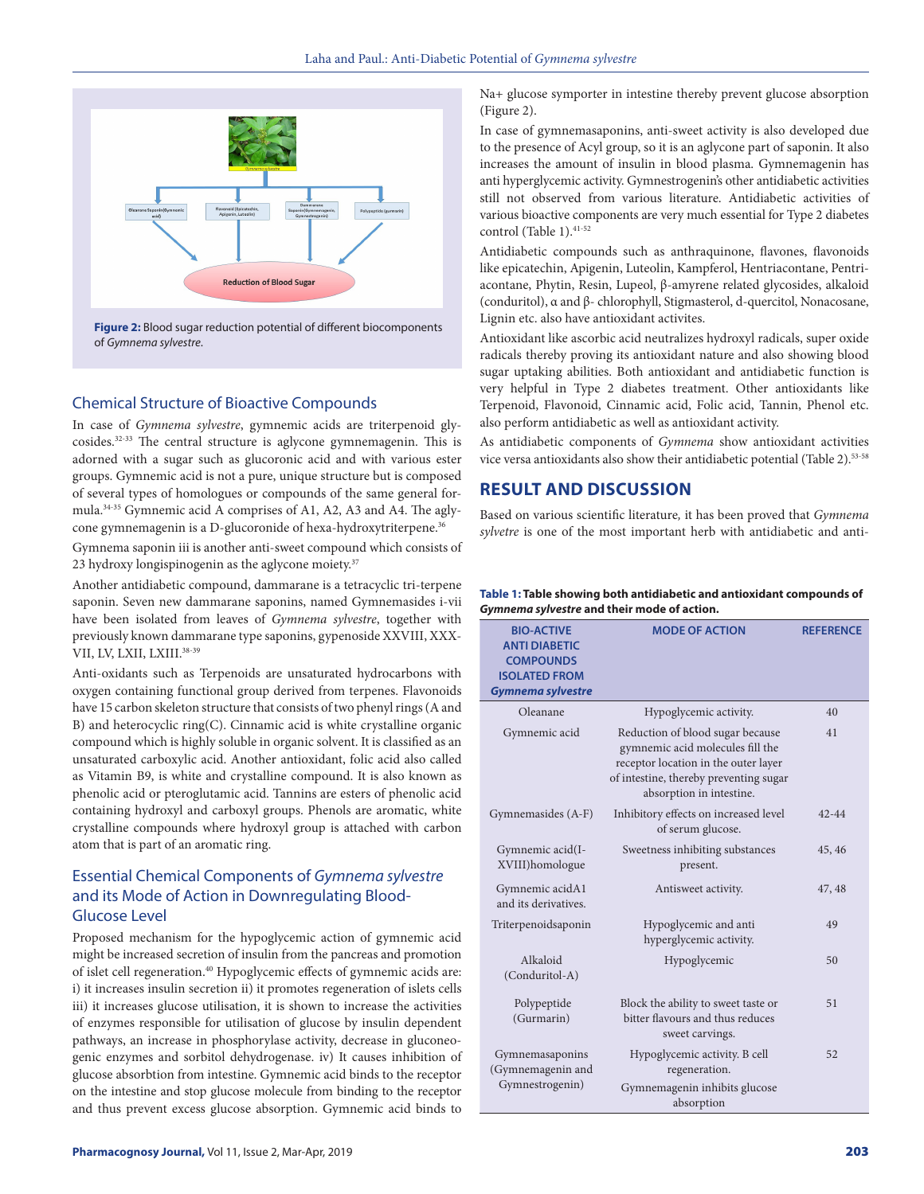Figure 2: Blood sugar reduction potential of different biocomponents of *Gymnema sylvestre*.

## Chemical Structure of Bioactive Compounds

In case of *Gymnema sylvestre*, gymnemic acids are triterpenoid glycosides.[32-33] The central structure is aglycone gymnemagenin. This is adorned with a sugar such as glucoronic acid and with various ester groups. Gymnemic acid is not a pure, unique structure but is composed of several types of homologues or compounds of the same general formula.[34-35] Gymnemic acid A comprises of A1, A2, A3 and A4. The aglycone gymnemagenin is a D-glucoronide of hexa-hydroxytriterpene.[36]

Gymnema saponin iii is another anti-sweet compound which consists of 23 hydroxy longispinogenin as the aglycone moiety.[37]

Another antidiabetic compound, dammarane is a tetracyclic tri-terpene saponin. Seven new dammarane saponins, named Gymnemasides i-vii have been isolated from leaves of *Gymnema sylvestre*, together with previously known dammarane type saponins, gypenoside XXVIII, XXXVII, LV, LXII, LXIII.[38-39]

Anti-oxidants such as Terpenoids are unsaturated hydrocarbons with oxygen containing functional group derived from terpenes. Flavonoids have 15 carbon skeleton structure that consists of two phenyl rings (A and B) and heterocyclic ring(C). Cinnamic acid is white crystalline organic compound which is highly soluble in organic solvent. It is classified as an unsaturated carboxylic acid. Another antioxidant, folic acid also called as Vitamin B9, is white and crystalline compound. It is also known as phenolic acid or pteroglutamic acid. Tannins are esters of phenolic acid containing hydroxyl and carboxyl groups. Phenols are aromatic, white crystalline compounds where hydroxyl group is attached with carbon atom that is part of an aromatic ring.

## Essential Chemical Components of *Gymnema sylvestre* and its Mode of Action in Downregulating Blood-Glucose Level

Proposed mechanism for the hypoglycemic action of gymnemic acid might be increased secretion of insulin from the pancreas and promotion of islet cell regeneration.[40] Hypoglycemic effects of gymnemic acids are: i) it increases insulin secretion ii) it promotes regeneration of islets cells iii) it increases glucose utilisation, it is shown to increase the activities of enzymes responsible for utilisation of glucose by insulin dependent pathways, an increase in phosphorylase activity, decrease in gluconeogenic enzymes and sorbitol dehydrogenase. iv) It causes inhibition of glucose absorbtion from intestine. Gymnemic acid binds to the receptor on the intestine and stop glucose molecule from binding to the receptor and thus prevent excess glucose absorption. Gymnemic acid binds to Na+ glucose symporter in intestine thereby prevent glucose absorption (Figure 2).

In case of gymnemasaponins, anti-sweet activity is also developed due to the presence of Acyl group, so it is an aglycone part of saponin. It also increases the amount of insulin in blood plasma. Gymnemagenin has anti hyperglycemic activity. Gymnestrogenin's other antidiabetic activities still not observed from various literature. Antidiabetic activities of various bioactive components are very much essential for Type 2 diabetes control (Table 1).[41-52]

Antidiabetic compounds such as anthraquinone, flavones, flavonoids like epicatechin, Apigenin, Luteolin, Kampferol, Hentriacontane, Pentriacontane, Phytin, Resin, Lupeol, β-amyrene related glycosides, alkaloid (conduritol), α and β- chlorophyll, Stigmasterol, d-quercitol, Nonacosane, Lignin etc. also have antioxidant activites.

Antioxidant like ascorbic acid neutralizes hydroxyl radicals, super oxide radicals thereby proving its antioxidant nature and also showing blood sugar uptaking abilities. Both antioxidant and antidiabetic function is very helpful in Type 2 diabetes treatment. Other antioxidants like Terpenoid, Flavonoid, Cinnamic acid, Folic acid, Tannin, Phenol etc. also perform antidiabetic as well as antioxidant activity.

As antidiabetic components of *Gymnema* show antioxidant activities vice versa antioxidants also show their antidiabetic potential (Table 2).[53-58]

## RESULT AND DISCUSSION

Based on various scientific literature, it has been proved that *Gymnema sylvetre* is one of the most important herb with antidiabetic and anti-

**Table 1: Table showing both antidiabetic and antioxidant compounds of *Gymnema sylvestre* and their mode of action.**

| BIO-ACTIVE ANTI DIABETIC COMPOUNDS ISOLATED FROM *Gymnema sylvestre* | MODE OF ACTION | REFERENCE |
|---|---|---|
| Oleanane | Hypoglycemic activity. | 40 |
| Gymnemic acid | Reduction of blood sugar because gymnemic acid molecules fill the receptor location in the outer layer of intestine, thereby preventing sugar absorption in intestine. | 41 |
| Gymnemasides (A-F) | Inhibitory effects on increased level of serum glucose. | 42-44 |
| Gymnemic acid(I-XVIII)homologue | Sweetness inhibiting substances present. | 45, 46 |
| Gymnemic acidA1 and its derivatives. | Antisweet activity. | 47, 48 |
| Triterpenoidsaponin | Hypoglycemic and anti hyperglycemic activity. | 49 |
| Alkaloid (Conduritol-A) | Hypoglycemic | 50 |
| Polypeptide (Gurmarin) | Block the ability to sweet taste or bitter flavours and thus reduces sweet carvings. | 51 |
| Gymnemasaponins (Gymnemagenin and Gymnestrogenin) | Hypoglycemic activity. B cell regeneration. Gymnemagenin inhibits glucose absorption | 52 |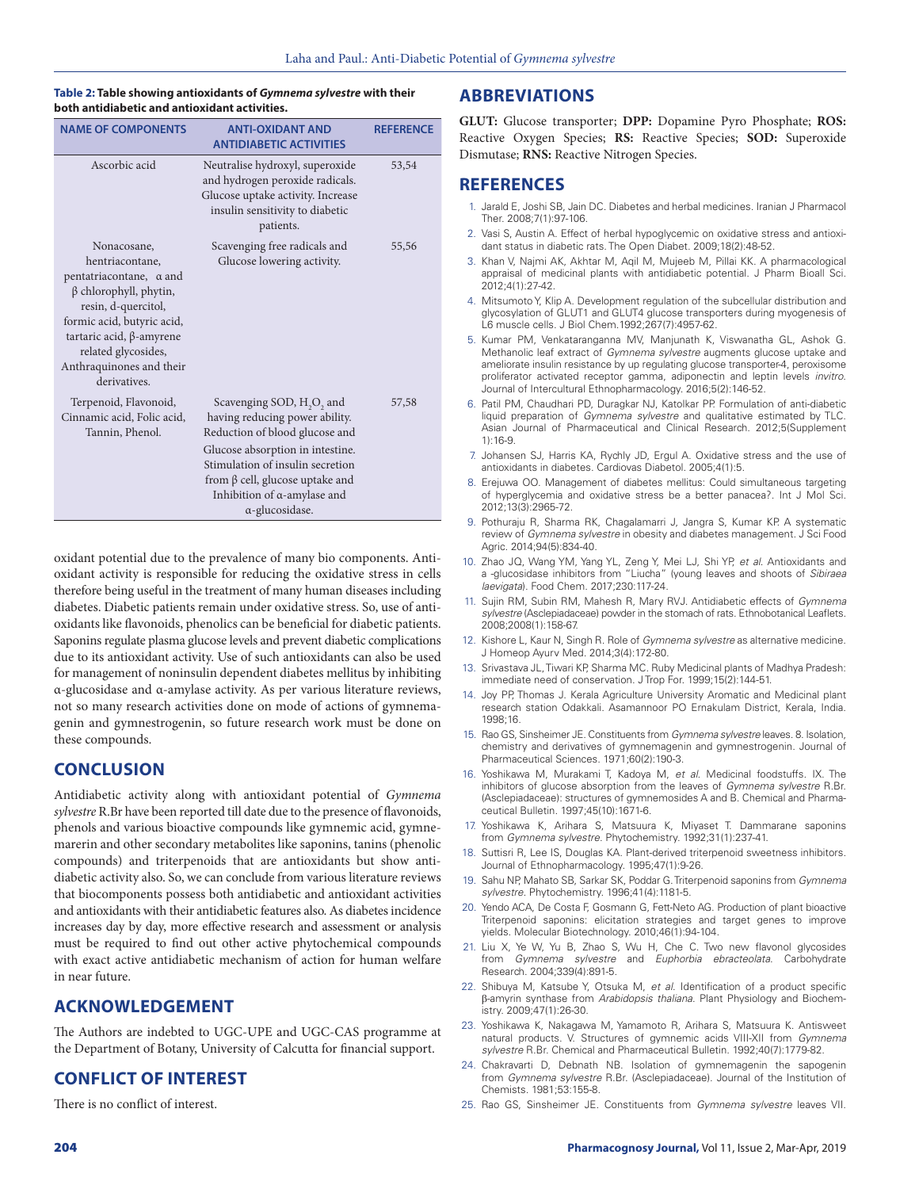**Table 2: Table showing antioxidants of *Gymnema sylvestre* with their both antidiabetic and antioxidant activities.**

| NAME OF COMPONENTS | ANTI-OXIDANT AND ANTIDIABETIC ACTIVITIES | REFERENCE |
|---|---|---|
| Ascorbic acid | Neutralise hydroxyl, superoxide and hydrogen peroxide radicals. Glucose uptake activity. Increase insulin sensitivity to diabetic patients. | 53,54 |
| Nonacosane, hentriacontane, pentatriacontane, α and β chlorophyll, phytin, resin, d-quercitol, formic acid, butyric acid, tartaric acid, β-amyrene related glycosides, Anthraquinones and their derivatives. | Scavenging free radicals and Glucose lowering activity. | 55,56 |
| Terpenoid, Flavonoid, Cinnamic acid, Folic acid, Tannin, Phenol. | Scavenging SOD, $H_2O_2$ and having reducing power ability. Reduction of blood glucose and Glucose absorption in intestine. Stimulation of insulin secretion from β cell, glucose uptake and Inhibition of α-amylase and α-glucosidase. | 57,58 |

oxidant potential due to the prevalence of many bio components. Antioxidant activity is responsible for reducing the oxidative stress in cells therefore being useful in the treatment of many human diseases including diabetes. Diabetic patients remain under oxidative stress. So, use of antioxidants like flavonoids, phenolics can be beneficial for diabetic patients. Saponins regulate plasma glucose levels and prevent diabetic complications due to its antioxidant activity. Use of such antioxidants can also be used for management of noninsulin dependent diabetes mellitus by inhibiting α-glucosidase and α-amylase activity. As per various literature reviews, not so many research activities done on mode of actions of gymnemagenin and gymnestrogenin, so future research work must be done on these compounds.

## CONCLUSION

Antidiabetic activity along with antioxidant potential of *Gymnema sylvestre* R.Br have been reported till date due to the presence of flavonoids, phenols and various bioactive compounds like gymnemic acid, gymnemarerin and other secondary metabolites like saponins, tanins (phenolic compounds) and triterpenoids that are antioxidants but show antidiabetic activity also. So, we can conclude from various literature reviews that biocomponents possess both antidiabetic and antioxidant activities and antioxidants with their antidiabetic features also. As diabetes incidence increases day by day, more effective research and assessment or analysis must be required to find out other active phytochemical compounds with exact active antidiabetic mechanism of action for human welfare in near future.

## ACKNOWLEDGEMENT

The Authors are indebted to UGC-UPE and UGC-CAS programme at the Department of Botany, University of Calcutta for financial support.

## CONFLICT OF INTEREST

There is no conflict of interest.

## ABBREVIATIONS

**GLUT:** Glucose transporter; **DPP:** Dopamine Pyro Phosphate; **ROS:** Reactive Oxygen Species; **RS:** Reactive Species; **SOD:** Superoxide Dismutase; **RNS:** Reactive Nitrogen Species.

## REFERENCES

1. Jarald E, Joshi SB, Jain DC. Diabetes and herbal medicines. Iranian J Pharmacol Ther. 2008;7(1):97-106.
2. Vasi S, Austin A. Effect of herbal hypoglycemic on oxidative stress and antioxidant status in diabetic rats. The Open Diabet. 2009;18(2):48-52.
3. Khan V, Najmi AK, Akhtar M, Aqil M, Mujeeb M, Pillai KK. A pharmacological appraisal of medicinal plants with antidiabetic potential. J Pharm Bioall Sci. 2012;4(1):27-42.
4. Mitsumoto Y, Klip A. Development regulation of the subcellular distribution and glycosylation of GLUT1 and GLUT4 glucose transporters during myogenesis of L6 muscle cells. J Biol Chem.1992;267(7):4957-62.
5. Kumar PM, Venkataranganna MV, Manjunath K, Viswanatha GL, Ashok G. Methanolic leaf extract of *Gymnema sylvestre* augments glucose uptake and ameliorate insulin resistance by up regulating glucose transporter-4, peroxisome proliferator activated receptor gamma, adiponectin and leptin levels *invitro*. Journal of Intercultural Ethnopharmacology. 2016;5(2):146-52.
6. Patil PM, Chaudhari PD, Duragkar NJ, Katolkar PP. Formulation of anti-diabetic liquid preparation of *Gymnema sylvestre* and qualitative estimated by TLC. Asian Journal of Pharmaceutical and Clinical Research. 2012;5(Supplement 1):16-9.
7. Johansen SJ, Harris KA, Rychly JD, Ergul A. Oxidative stress and the use of antioxidants in diabetes. Cardiovas Diabetol. 2005;4(1):5.
8. Erejuwa OO. Management of diabetes mellitus: Could simultaneous targeting of hyperglycemia and oxidative stress be a better panacea?. Int J Mol Sci. 2012;13(3):2965-72.
9. Pothuraju R, Sharma RK, Chagalamarri J, Jangra S, Kumar KP. A systematic review of *Gymnema sylvestre* in obesity and diabetes management. J Sci Food Agric. 2014;94(5):834-40.
10. Zhao JQ, Wang YM, Yang YL, Zeng Y, Mei LJ, Shi YP, *et al.* Antioxidants and a -glucosidase inhibitors from "Liucha" (young leaves and shoots of *Sibiraea laevigata*). Food Chem. 2017;230:117-24.
11. Sujin RM, Subin RM, Mahesh R, Mary RVJ. Antidiabetic effects of *Gymnema sylvestre* (Asclepiadaceae) powder in the stomach of rats. Ethnobotanical Leaflets. 2008;2008(1):158-67.
12. Kishore L, Kaur N, Singh R. Role of *Gymnema sylvestre* as alternative medicine. J Homeop Ayurv Med. 2014;3(4):172-80.
13. Srivastava JL, Tiwari KP, Sharma MC. Ruby Medicinal plants of Madhya Pradesh: immediate need of conservation. J Trop For. 1999;15(2):144-51.
14. Joy PP, Thomas J. Kerala Agriculture University Aromatic and Medicinal plant research station Odakkali. Asamannoor PO Ernakulam District, Kerala, India. 1998;16.
15. Rao GS, Sinsheimer JE. Constituents from *Gymnema sylvestre* leaves. 8. Isolation, chemistry and derivatives of gymnemagenin and gymnestrogenin. Journal of Pharmaceutical Sciences. 1971;60(2):190-3.
16. Yoshikawa M, Murakami T, Kadoya M, *et al.* Medicinal foodstuffs. IX. The inhibitors of glucose absorption from the leaves of *Gymnema sylvestre* R.Br. (Asclepiadaceae): structures of gymnemosides A and B. Chemical and Pharmaceutical Bulletin. 1997;45(10):1671-6.
17. Yoshikawa K, Arihara S, Matsuura K, Miyaset T. Dammarane saponins from *Gymnema sylvestre*. Phytochemistry. 1992;31(1):237-41.
18. Suttisri R, Lee IS, Douglas KA. Plant-derived triterpenoid sweetness inhibitors. Journal of Ethnopharmacology. 1995;47(1):9-26.
19. Sahu NP, Mahato SB, Sarkar SK, Poddar G. Triterpenoid saponins from *Gymnema sylvestre*. Phytochemistry. 1996;41(4):1181-5.
20. Yendo ACA, De Costa F, Gosmann G, Fett-Neto AG. Production of plant bioactive Triterpenoid saponins: elicitation strategies and target genes to improve yields. Molecular Biotechnology. 2010;46(1):94-104.
21. Liu X, Ye W, Yu B, Zhao S, Wu H, Che C. Two new flavonol glycosides from *Gymnema sylvestre* and *Euphorbia ebracteolata*. Carbohydrate Research. 2004;339(4):891-5.
22. Shibuya M, Katsube Y, Otsuka M, *et al.* Identification of a product specific β-amyrin synthase from *Arabidopsis thaliana*. Plant Physiology and Biochemistry. 2009;47(1):26-30.
23. Yoshikawa K, Nakagawa M, Yamamoto R, Arihara S, Matsuura K. Antisweet natural products. V. Structures of gymnemic acids VIII-XII from *Gymnema sylvestre* R.Br. Chemical and Pharmaceutical Bulletin. 1992;40(7):1779-82.
24. Chakravarti D, Debnath NB. Isolation of gymnemagenin the sapogenin from *Gymnema sylvestre* R.Br. (Asclepiadaceae). Journal of the Institution of Chemists. 1981;53:155-8.
25. Rao GS, Sinsheimer JE. Constituents from *Gymnema sylvestre* leaves VII.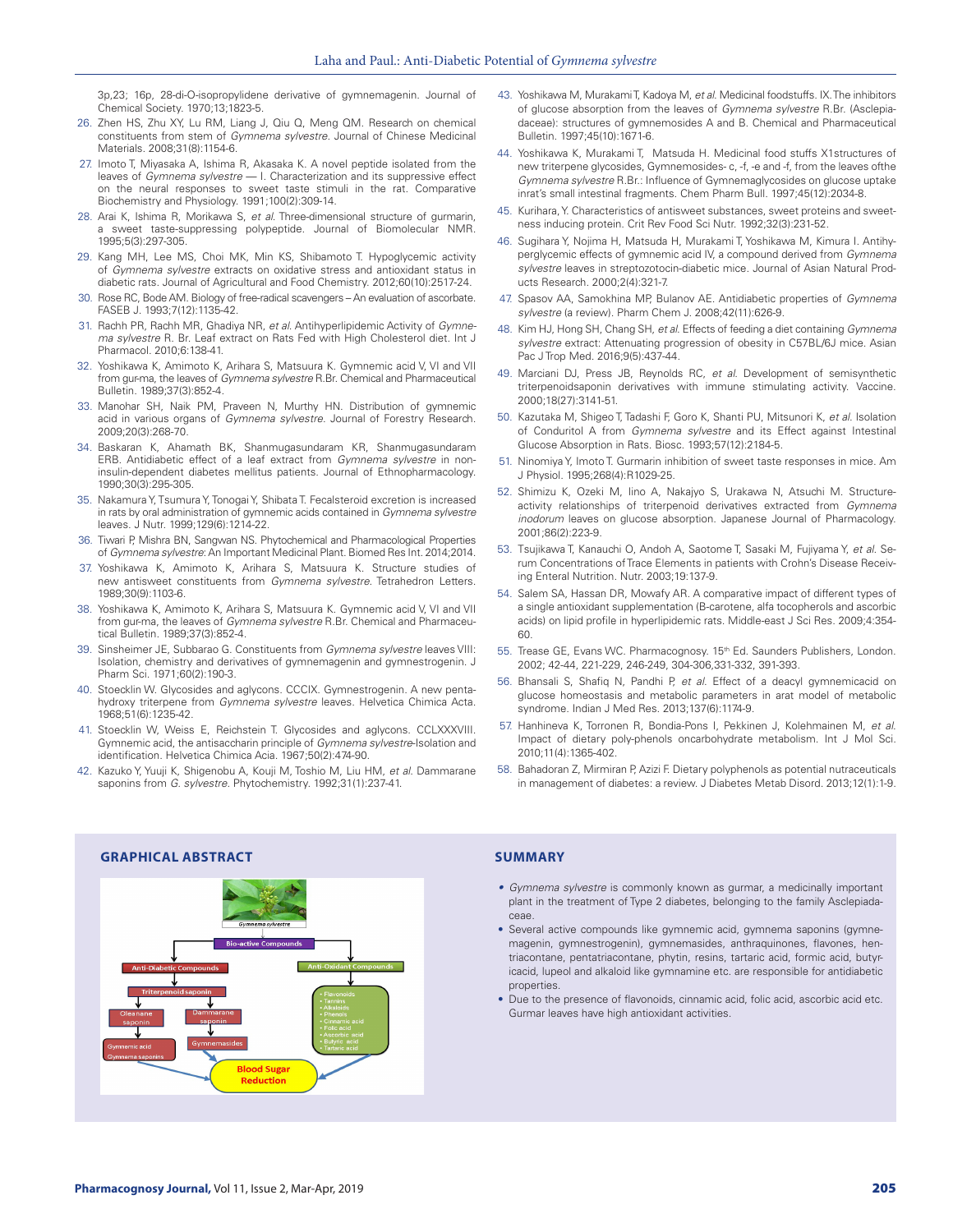3p,23; 16p, 28-di-O-isopropylidene derivative of gymnemagenin. Journal of Chemical Society. 1970;13;1823-5.

26. Zhen HS, Zhu XY, Lu RM, Liang J, Qiu Q, Meng QM. Research on chemical constituents from stem of *Gymnema sylvestre*. Journal of Chinese Medicinal Materials. 2008;31(8):1154-6.
27. Imoto T, Miyasaka A, Ishima R, Akasaka K. A novel peptide isolated from the leaves of *Gymnema sylvestre* — I. Characterization and its suppressive effect on the neural responses to sweet taste stimuli in the rat. Comparative Biochemistry and Physiology. 1991;100(2):309-14.
28. Arai K, Ishima R, Morikawa S, *et al.* Three-dimensional structure of gurmarin, a sweet taste-suppressing polypeptide. Journal of Biomolecular NMR. 1995;5(3):297-305.
29. Kang MH, Lee MS, Choi MK, Min KS, Shibamoto T. Hypoglycemic activity of *Gymnema sylvestre* extracts on oxidative stress and antioxidant status in diabetic rats. Journal of Agricultural and Food Chemistry. 2012;60(10):2517-24.
30. Rose RC, Bode AM. Biology of free-radical scavengers – An evaluation of ascorbate. FASEB J. 1993;7(12):1135-42.
31. Rachh PR, Rachh MR, Ghadiya NR, *et al.* Antihyperlipidemic Activity of *Gymnema sylvestre* R. Br. Leaf extract on Rats Fed with High Cholesterol diet. Int J Pharmacol. 2010;6:138-41.
32. Yoshikawa K, Amimoto K, Arihara S, Matsuura K. Gymnemic acid V, VI and VII from gur-ma, the leaves of *Gymnema sylvestre* R.Br. Chemical and Pharmaceutical Bulletin. 1989;37(3):852-4.
33. Manohar SH, Naik PM, Praveen N, Murthy HN. Distribution of gymnemic acid in various organs of *Gymnema sylvestre*. Journal of Forestry Research. 2009;20(3):268-70.
34. Baskaran K, Ahamath BK, Shanmugasundaram KR, Shanmugasundaram ERB. Antidiabetic effect of a leaf extract from *Gymnema sylvestre* in non-insulin-dependent diabetes mellitus patients. Journal of Ethnopharmacology. 1990;30(3):295-305.
35. Nakamura Y, Tsumura Y, Tonogai Y, Shibata T. Fecalsteroid excretion is increased in rats by oral administration of gymnemic acids contained in *Gymnema sylvestre* leaves. J Nutr. 1999;129(6):1214-22.
36. Tiwari P, Mishra BN, Sangwan NS. Phytochemical and Pharmacological Properties of *Gymnema sylvestre*: An Important Medicinal Plant. Biomed Res Int. 2014;2014.
37. Yoshikawa K, Amimoto K, Arihara S, Matsuura K. Structure studies of new antisweet constituents from *Gymnema sylvestre*. Tetrahedron Letters. 1989;30(9):1103-6.
38. Yoshikawa K, Amimoto K, Arihara S, Matsuura K. Gymnemic acid V, VI and VII from gur-ma, the leaves of *Gymnema sylvestre* R.Br. Chemical and Pharmaceutical Bulletin. 1989;37(3):852-4.
39. Sinsheimer JE, Subbarao G. Constituents from *Gymnema sylvestre* leaves VIII: Isolation, chemistry and derivatives of gymnemagenin and gymnestrogenin. J Pharm Sci. 1971;60(2):190-3.
40. Stoecklin W. Glycosides and aglycons. CCCIX. Gymnestrogenin. A new pentahydroxy triterpene from *Gymnema sylvestre* leaves. Helvetica Chimica Acta. 1968;51(6):1235-42.
41. Stoecklin W, Weiss E, Reichstein T. Glycosides and aglycons. CCLXXXVIII. Gymnemic acid, the antisaccharin principle of *Gymnema sylvestre*-Isolation and identification. Helvetica Chimica Acia. 1967;50(2):474-90.
42. Kazuko Y, Yuuji K, Shigenobu A, Kouji M, Toshio M, Liu HM, *et al.* Dammarane saponins from *G. sylvestre*. Phytochemistry. 1992;31(1):237-41.
43. Yoshikawa M, Murakami T, Kadoya M, *et al.* Medicinal foodstuffs. IX. The inhibitors of glucose absorption from the leaves of *Gymnema sylvestre* R.Br. (Asclepiadaceae): structures of gymnemosides A and B. Chemical and Pharmaceutical Bulletin. 1997;45(10):1671-6.
44. Yoshikawa K, Murakami T, Matsuda H. Medicinal food stuffs X1structures of new triterpene glycosides, Gymnemosides- c, -f, -e and -f, from the leaves ofthe *Gymnema sylvestre* R.Br.: Influence of Gymnemaglycosides on glucose uptake inrat's small intestinal fragments. Chem Pharm Bull. 1997;45(12):2034-8.
45. Kurihara, Y. Characteristics of antisweet substances, sweet proteins and sweetness inducing protein. Crit Rev Food Sci Nutr. 1992;32(3):231-52.
46. Sugihara Y, Nojima H, Matsuda H, Murakami T, Yoshikawa M, Kimura I. Antihyperglycemic effects of gymnemic acid IV, a compound derived from *Gymnema sylvestre* leaves in streptozotocin-diabetic mice. Journal of Asian Natural Products Research. 2000;2(4):321-7.
47. Spasov AA, Samokhina MP, Bulanov AE. Antidiabetic properties of *Gymnema sylvestre* (a review). Pharm Chem J. 2008;42(11):626-9.
48. Kim HJ, Hong SH, Chang SH, *et al.* Effects of feeding a diet containing *Gymnema sylvestre* extract: Attenuating progression of obesity in C57BL/6J mice. Asian Pac J Trop Med. 2016;9(5):437-44.
49. Marciani DJ, Press JB, Reynolds RC, *et al.* Development of semisynthetic triterpenoidsaponin derivatives with immune stimulating activity. Vaccine. 2000;18(27):3141-51.
50. Kazutaka M, Shigeo T, Tadashi F, Goro K, Shanti PU, Mitsunori K, *et al.* Isolation of Conduritol A from *Gymnema sylvestre* and its Effect against Intestinal Glucose Absorption in Rats. Biosc. 1993;57(12):2184-5.
51. Ninomiya Y, Imoto T. Gurmarin inhibition of sweet taste responses in mice. Am J Physiol. 1995;268(4):R1029-25.
52. Shimizu K, Ozeki M, Iino A, Nakajyo S, Urakawa N, Atsuchi M. Structure-activity relationships of triterpenoid derivatives extracted from *Gymnema inodorum* leaves on glucose absorption. Japanese Journal of Pharmacology. 2001;86(2):223-9.
53. Tsujikawa T, Kanauchi O, Andoh A, Saotome T, Sasaki M, Fujiyama Y, *et al.* Serum Concentrations of Trace Elements in patients with Crohn's Disease Receiving Enteral Nutrition. Nutr. 2003;19:137-9.
54. Salem SA, Hassan DR, Mowafy AR. A comparative impact of different types of a single antioxidant supplementation (B-carotene, alfa tocopherols and ascorbic acids) on lipid profile in hyperlipidemic rats. Middle-east J Sci Res. 2009;4:354-60.
55. Trease GE, Evans WC. Pharmacognosy. 15th Ed. Saunders Publishers, London. 2002; 42-44, 221-229, 246-249, 304-306,331-332, 391-393.
56. Bhansali S, Shafiq N, Pandhi P, *et al.* Effect of a deacyl gymnemicacid on glucose homeostasis and metabolic parameters in arat model of metabolic syndrome. Indian J Med Res. 2013;137(6):1174-9.
57. Hanhineva K, Torronen R, Bondia-Pons I, Pekkinen J, Kolehmainen M, *et al.* Impact of dietary poly-phenols oncarbohydrate metabolism. Int J Mol Sci. 2010;11(4):1365-402.
58. Bahadoran Z, Mirmiran P, Azizi F. Dietary polyphenols as potential nutraceuticals in management of diabetes: a review. J Diabetes Metab Disord. 2013;12(1):1-9.

## GRAPHICAL ABSTRACT

## SUMMARY

- *Gymnema sylvestre* is commonly known as gurmar, a medicinally important plant in the treatment of Type 2 diabetes, belonging to the family Asclepiadaceae.
- Several active compounds like gymnemic acid, gymnema saponins (gymnemagenin, gymnestrogenin), gymnemasides, anthraquinones, flavones, hentriacontane, pentatriacontane, phytin, resins, tartaric acid, formic acid, butyricacid, lupeol and alkaloid like gymnamine etc. are responsible for antidiabetic properties.
- Due to the presence of flavonoids, cinnamic acid, folic acid, ascorbic acid etc. Gurmar leaves have high antioxidant activities.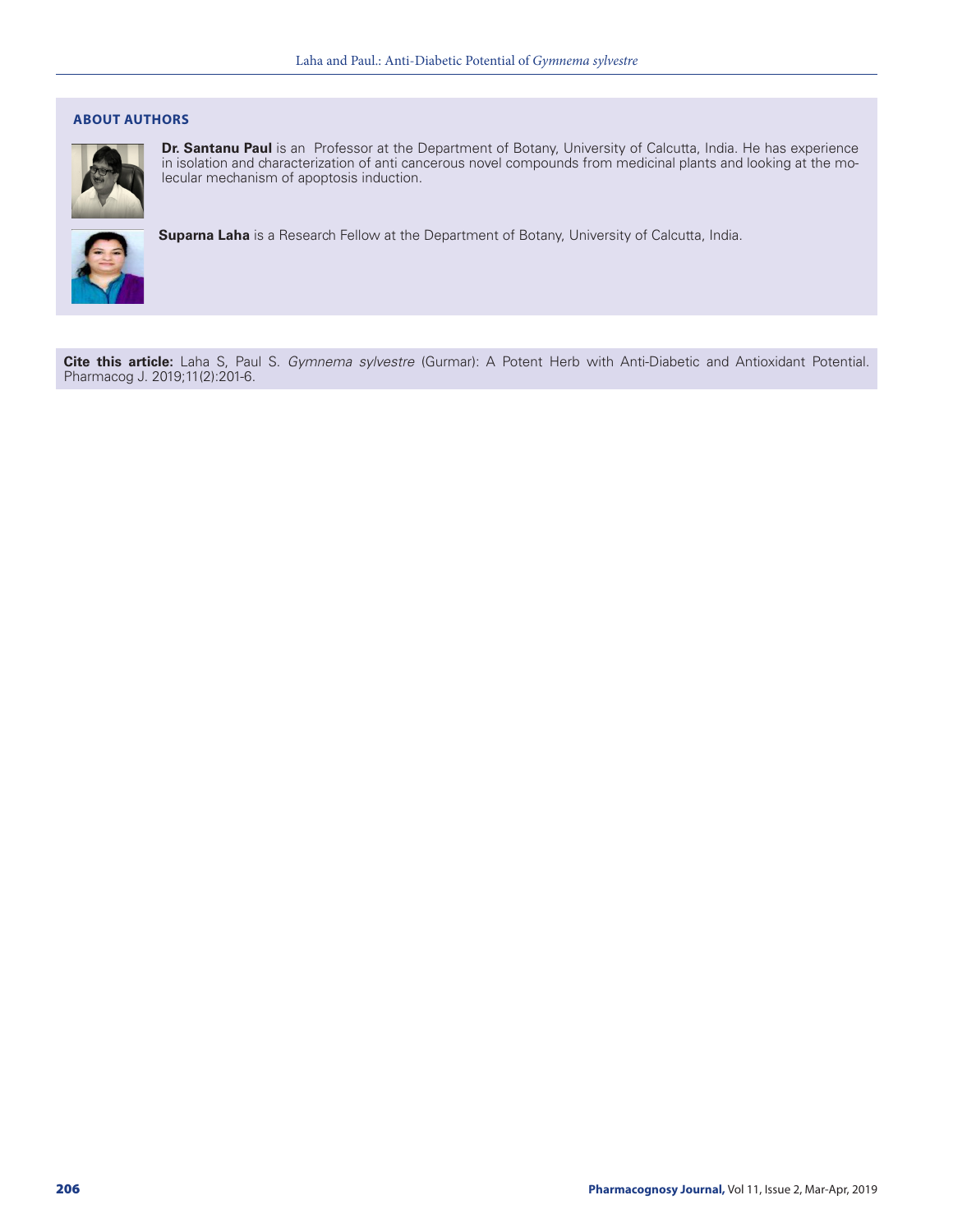## ABOUT AUTHORS

**Dr. Santanu Paul** is an  Professor at the Department of Botany, University of Calcutta, India. He has experience in isolation and characterization of anti cancerous novel compounds from medicinal plants and looking at the molecular mechanism of apoptosis induction.

**Suparna Laha** is a Research Fellow at the Department of Botany, University of Calcutta, India.

**Cite this article:** Laha S, Paul S. *Gymnema sylvestre* (Gurmar): A Potent Herb with Anti-Diabetic and Antioxidant Potential. Pharmacog J. 2019;11(2):201-6.